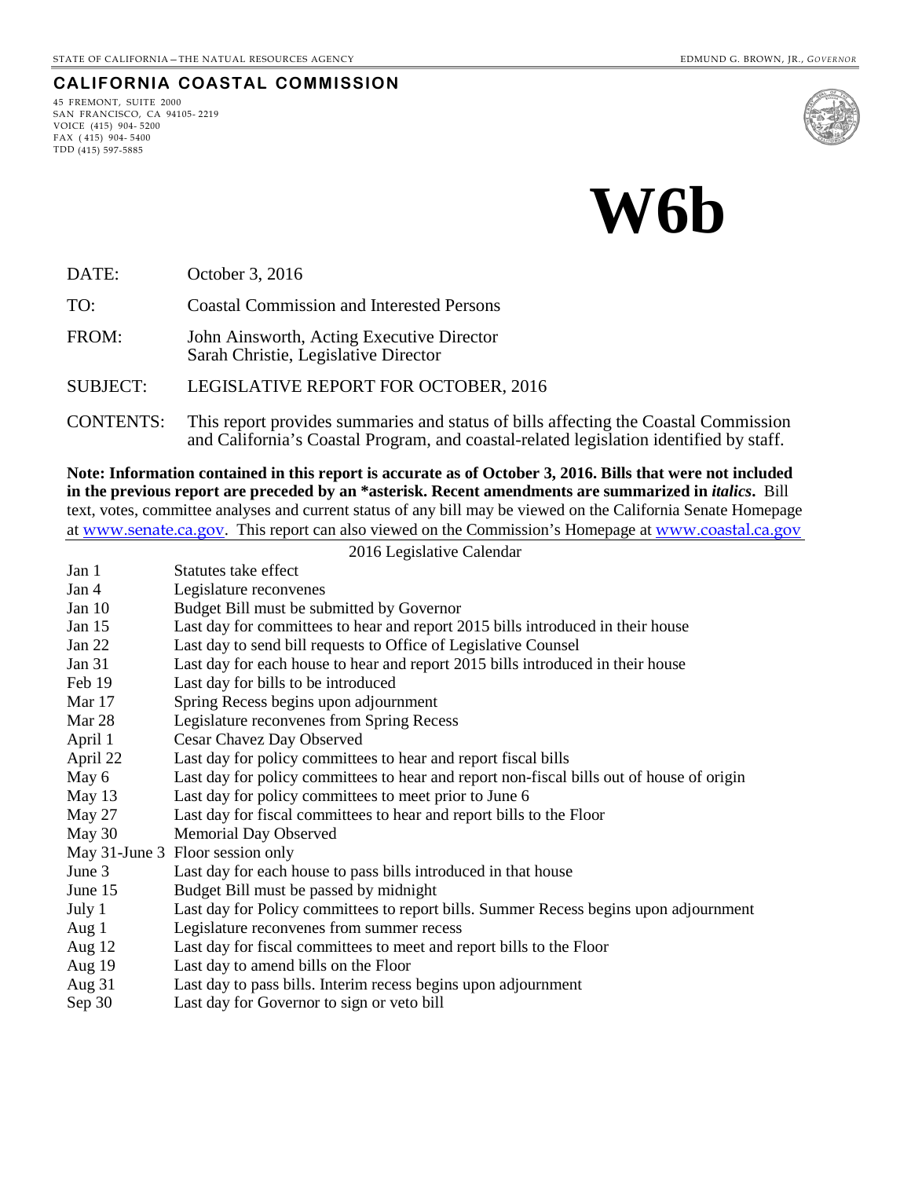STATE OF CALIFORNIA – THE NATURAL RESOURCES AGENCY

EDMUND G. BROWN, JR., *GOVERNOR*

# CALIFORNIA COASTAL COMMISSION

45 FREMONT, SUITE 2000
SAN FRANCISCO, CA 94105-2219
VOICE (415) 904-5200
FAX (415) 904-5400
TDD (415) 597-5885

# W6b

| | |
|---|---|
| DATE: | October 3, 2016 |
| TO: | Coastal Commission and Interested Persons |
| FROM: | John Ainsworth, Acting Executive Director<br>Sarah Christie, Legislative Director |
| SUBJECT: | LEGISLATIVE REPORT FOR OCTOBER, 2016 |
| CONTENTS: | This report provides summaries and status of bills affecting the Coastal Commission and California's Coastal Program, and coastal-related legislation identified by staff. |

**Note: Information contained in this report is accurate as of October 3, 2016. Bills that were not included in the previous report are preceded by an *asterisk. Recent amendments are summarized in *italics*.** Bill text, votes, committee analyses and current status of any bill may be viewed on the California Senate Homepage at www.senate.ca.gov. This report can also viewed on the Commission's Homepage at www.coastal.ca.gov

## 2016 Legislative Calendar

| | |
|---|---|
| Jan 1 | Statutes take effect |
| Jan 4 | Legislature reconvenes |
| Jan 10 | Budget Bill must be submitted by Governor |
| Jan 15 | Last day for committees to hear and report 2015 bills introduced in their house |
| Jan 22 | Last day to send bill requests to Office of Legislative Counsel |
| Jan 31 | Last day for each house to hear and report 2015 bills introduced in their house |
| Feb 19 | Last day for bills to be introduced |
| Mar 17 | Spring Recess begins upon adjournment |
| Mar 28 | Legislature reconvenes from Spring Recess |
| April 1 | Cesar Chavez Day Observed |
| April 22 | Last day for policy committees to hear and report fiscal bills |
| May 6 | Last day for policy committees to hear and report non-fiscal bills out of house of origin |
| May 13 | Last day for policy committees to meet prior to June 6 |
| May 27 | Last day for fiscal committees to hear and report bills to the Floor |
| May 30 | Memorial Day Observed |
| May 31-June 3 | Floor session only |
| June 3 | Last day for each house to pass bills introduced in that house |
| June 15 | Budget Bill must be passed by midnight |
| July 1 | Last day for Policy committees to report bills. Summer Recess begins upon adjournment |
| Aug 1 | Legislature reconvenes from summer recess |
| Aug 12 | Last day for fiscal committees to meet and report bills to the Floor |
| Aug 19 | Last day to amend bills on the Floor |
| Aug 31 | Last day to pass bills. Interim recess begins upon adjournment |
| Sep 30 | Last day for Governor to sign or veto bill |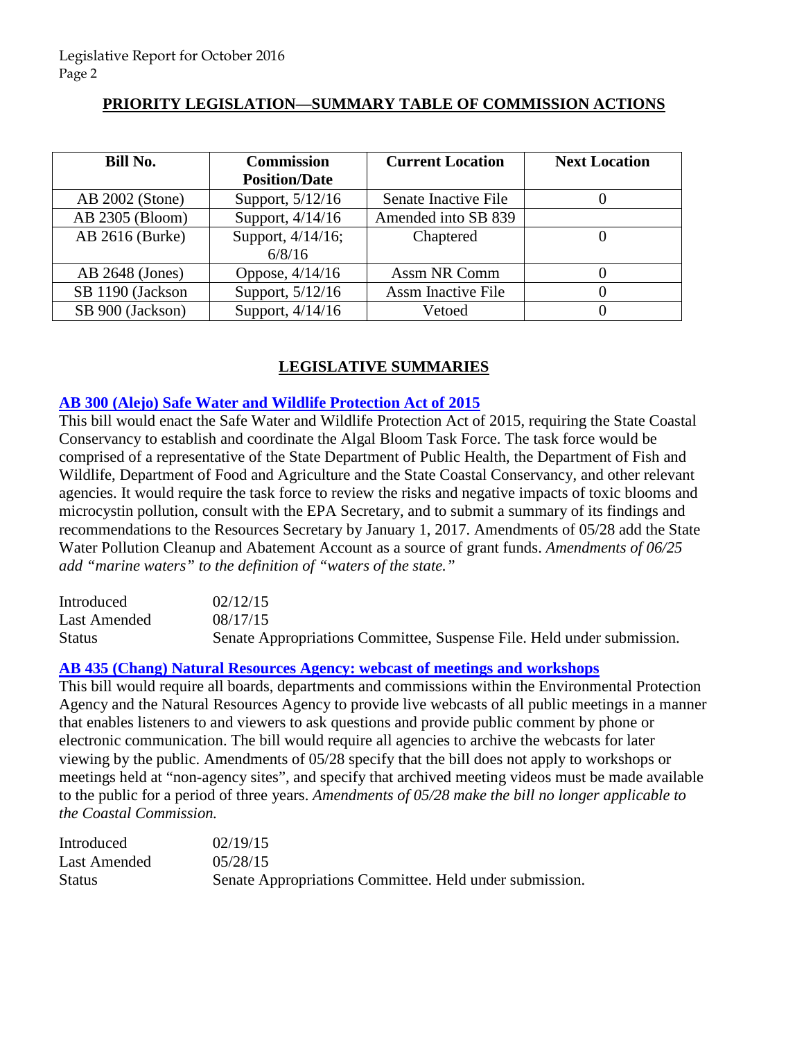## PRIORITY LEGISLATION—SUMMARY TABLE OF COMMISSION ACTIONS

| Bill No. | Commission Position/Date | Current Location | Next Location |
|---|---|---|---|
| AB 2002 (Stone) | Support, 5/12/16 | Senate Inactive File | 0 |
| AB 2305 (Bloom) | Support, 4/14/16 | Amended into SB 839 | |
| AB 2616 (Burke) | Support, 4/14/16; 6/8/16 | Chaptered | 0 |
| AB 2648 (Jones) | Oppose, 4/14/16 | Assm NR Comm | 0 |
| SB 1190 (Jackson | Support, 5/12/16 | Assm Inactive File | 0 |
| SB 900 (Jackson) | Support, 4/14/16 | Vetoed | 0 |

## LEGISLATIVE SUMMARIES

### AB 300 (Alejo) Safe Water and Wildlife Protection Act of 2015

This bill would enact the Safe Water and Wildlife Protection Act of 2015, requiring the State Coastal Conservancy to establish and coordinate the Algal Bloom Task Force. The task force would be comprised of a representative of the State Department of Public Health, the Department of Fish and Wildlife, Department of Food and Agriculture and the State Coastal Conservancy, and other relevant agencies. It would require the task force to review the risks and negative impacts of toxic blooms and microcystin pollution, consult with the EPA Secretary, and to submit a summary of its findings and recommendations to the Resources Secretary by January 1, 2017. Amendments of 05/28 add the State Water Pollution Cleanup and Abatement Account as a source of grant funds. *Amendments of 06/25 add "marine waters" to the definition of "waters of the state."*

| | |
|---|---|
| Introduced | 02/12/15 |
| Last Amended | 08/17/15 |
| Status | Senate Appropriations Committee, Suspense File. Held under submission. |

### AB 435 (Chang) Natural Resources Agency: webcast of meetings and workshops

This bill would require all boards, departments and commissions within the Environmental Protection Agency and the Natural Resources Agency to provide live webcasts of all public meetings in a manner that enables listeners to and viewers to ask questions and provide public comment by phone or electronic communication. The bill would require all agencies to archive the webcasts for later viewing by the public. Amendments of 05/28 specify that the bill does not apply to workshops or meetings held at "non-agency sites", and specify that archived meeting videos must be made available to the public for a period of three years. *Amendments of 05/28 make the bill no longer applicable to the Coastal Commission.*

| | |
|---|---|
| Introduced | 02/19/15 |
| Last Amended | 05/28/15 |
| Status | Senate Appropriations Committee. Held under submission. |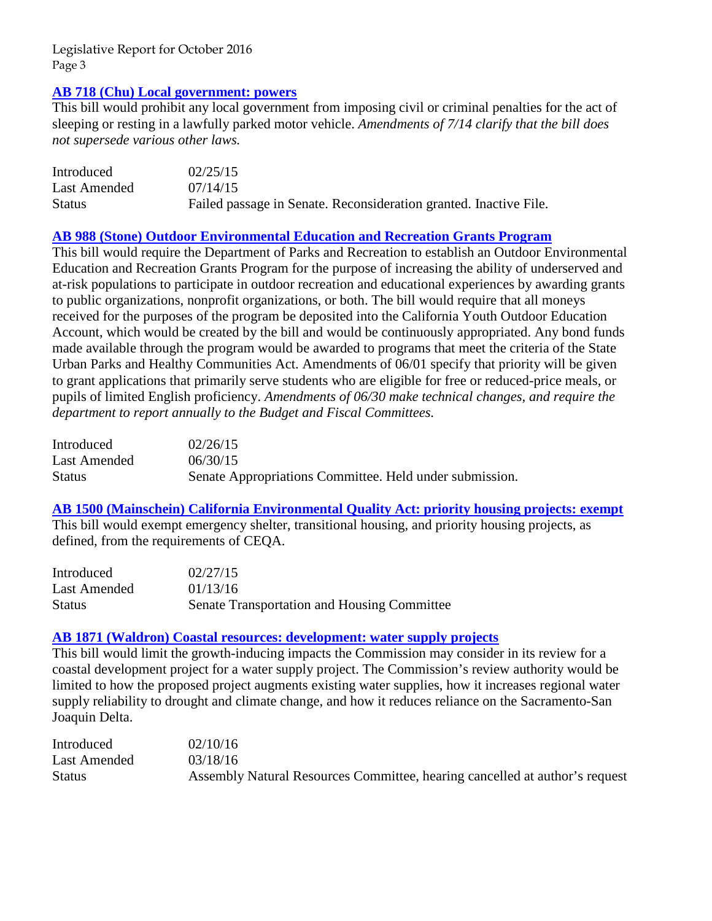### AB 718 (Chu) Local government: powers

This bill would prohibit any local government from imposing civil or criminal penalties for the act of sleeping or resting in a lawfully parked motor vehicle. *Amendments of 7/14 clarify that the bill does not supersede various other laws.*

| | |
|---|---|
| Introduced | 02/25/15 |
| Last Amended | 07/14/15 |
| Status | Failed passage in Senate. Reconsideration granted. Inactive File. |

### AB 988 (Stone) Outdoor Environmental Education and Recreation Grants Program

This bill would require the Department of Parks and Recreation to establish an Outdoor Environmental Education and Recreation Grants Program for the purpose of increasing the ability of underserved and at-risk populations to participate in outdoor recreation and educational experiences by awarding grants to public organizations, nonprofit organizations, or both. The bill would require that all moneys received for the purposes of the program be deposited into the California Youth Outdoor Education Account, which would be created by the bill and would be continuously appropriated. Any bond funds made available through the program would be awarded to programs that meet the criteria of the State Urban Parks and Healthy Communities Act. Amendments of 06/01 specify that priority will be given to grant applications that primarily serve students who are eligible for free or reduced-price meals, or pupils of limited English proficiency. *Amendments of 06/30 make technical changes, and require the department to report annually to the Budget and Fiscal Committees.*

| | |
|---|---|
| Introduced | 02/26/15 |
| Last Amended | 06/30/15 |
| Status | Senate Appropriations Committee. Held under submission. |

### AB 1500 (Mainschein) California Environmental Quality Act: priority housing projects: exempt

This bill would exempt emergency shelter, transitional housing, and priority housing projects, as defined, from the requirements of CEQA.

| | |
|---|---|
| Introduced | 02/27/15 |
| Last Amended | 01/13/16 |
| Status | Senate Transportation and Housing Committee |

### AB 1871 (Waldron) Coastal resources: development: water supply projects

This bill would limit the growth-inducing impacts the Commission may consider in its review for a coastal development project for a water supply project. The Commission's review authority would be limited to how the proposed project augments existing water supplies, how it increases regional water supply reliability to drought and climate change, and how it reduces reliance on the Sacramento-San Joaquin Delta.

| | |
|---|---|
| Introduced | 02/10/16 |
| Last Amended | 03/18/16 |
| Status | Assembly Natural Resources Committee, hearing cancelled at author's request |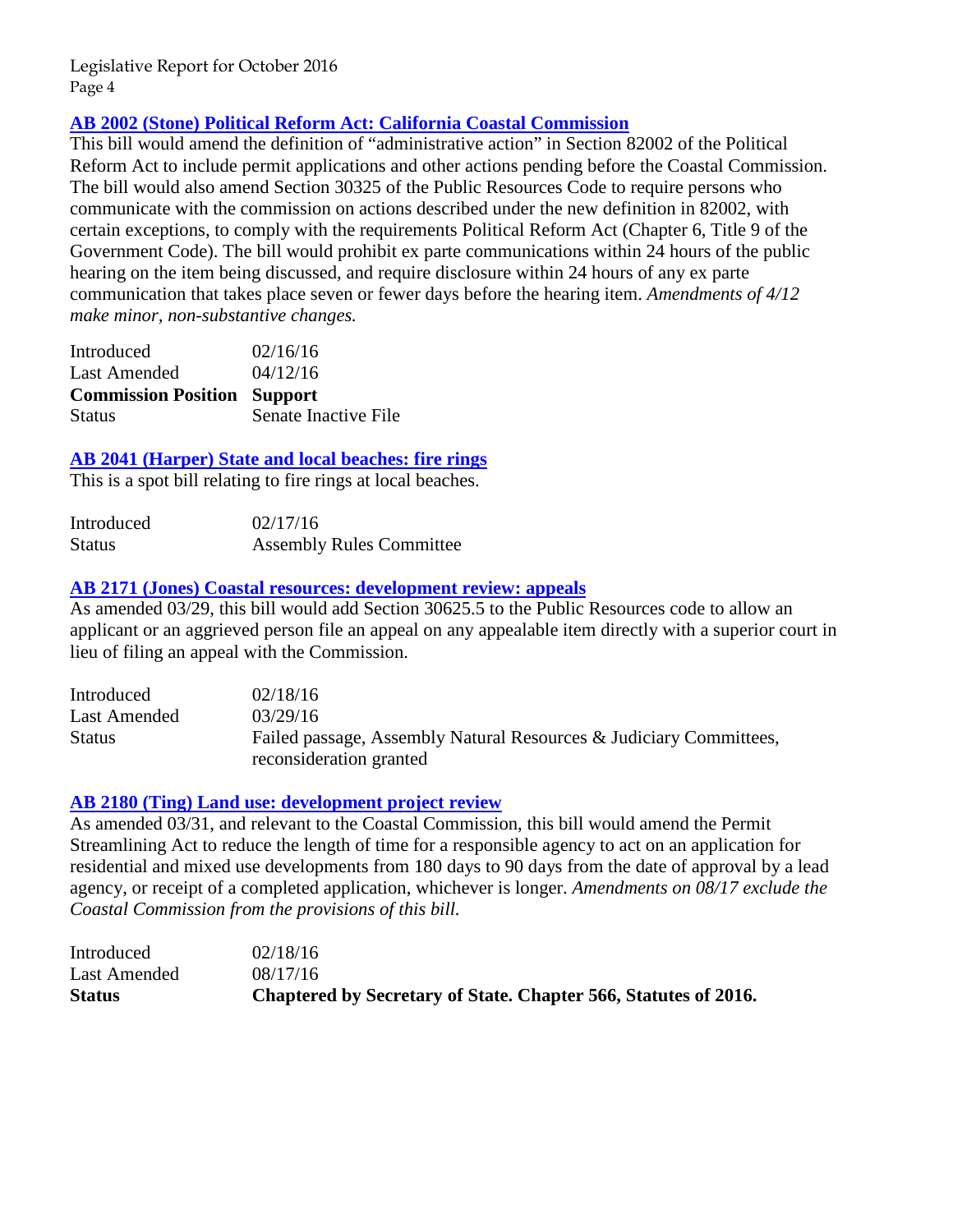### [AB 2002 (Stone) Political Reform Act: California Coastal Commission]

This bill would amend the definition of "administrative action" in Section 82002 of the Political Reform Act to include permit applications and other actions pending before the Coastal Commission. The bill would also amend Section 30325 of the Public Resources Code to require persons who communicate with the commission on actions described under the new definition in 82002, with certain exceptions, to comply with the requirements Political Reform Act (Chapter 6, Title 9 of the Government Code). The bill would prohibit ex parte communications within 24 hours of the public hearing on the item being discussed, and require disclosure within 24 hours of any ex parte communication that takes place seven or fewer days before the hearing item. *Amendments of 4/12 make minor, non-substantive changes.*

| | |
|---|---|
| Introduced | 02/16/16 |
| Last Amended | 04/12/16 |
| **Commission Position** | **Support** |
| Status | Senate Inactive File |

### [AB 2041 (Harper) State and local beaches: fire rings]

This is a spot bill relating to fire rings at local beaches.

| | |
|---|---|
| Introduced | 02/17/16 |
| Status | Assembly Rules Committee |

### [AB 2171 (Jones) Coastal resources: development review: appeals]

As amended 03/29, this bill would add Section 30625.5 to the Public Resources code to allow an applicant or an aggrieved person file an appeal on any appealable item directly with a superior court in lieu of filing an appeal with the Commission.

| | |
|---|---|
| Introduced | 02/18/16 |
| Last Amended | 03/29/16 |
| Status | Failed passage, Assembly Natural Resources & Judiciary Committees, reconsideration granted |

### [AB 2180 (Ting) Land use: development project review]

As amended 03/31, and relevant to the Coastal Commission, this bill would amend the Permit Streamlining Act to reduce the length of time for a responsible agency to act on an application for residential and mixed use developments from 180 days to 90 days from the date of approval by a lead agency, or receipt of a completed application, whichever is longer. *Amendments on 08/17 exclude the Coastal Commission from the provisions of this bill.*

| | |
|---|---|
| Introduced | 02/18/16 |
| Last Amended | 08/17/16 |
| **Status** | **Chaptered by Secretary of State. Chapter 566, Statutes of 2016.** |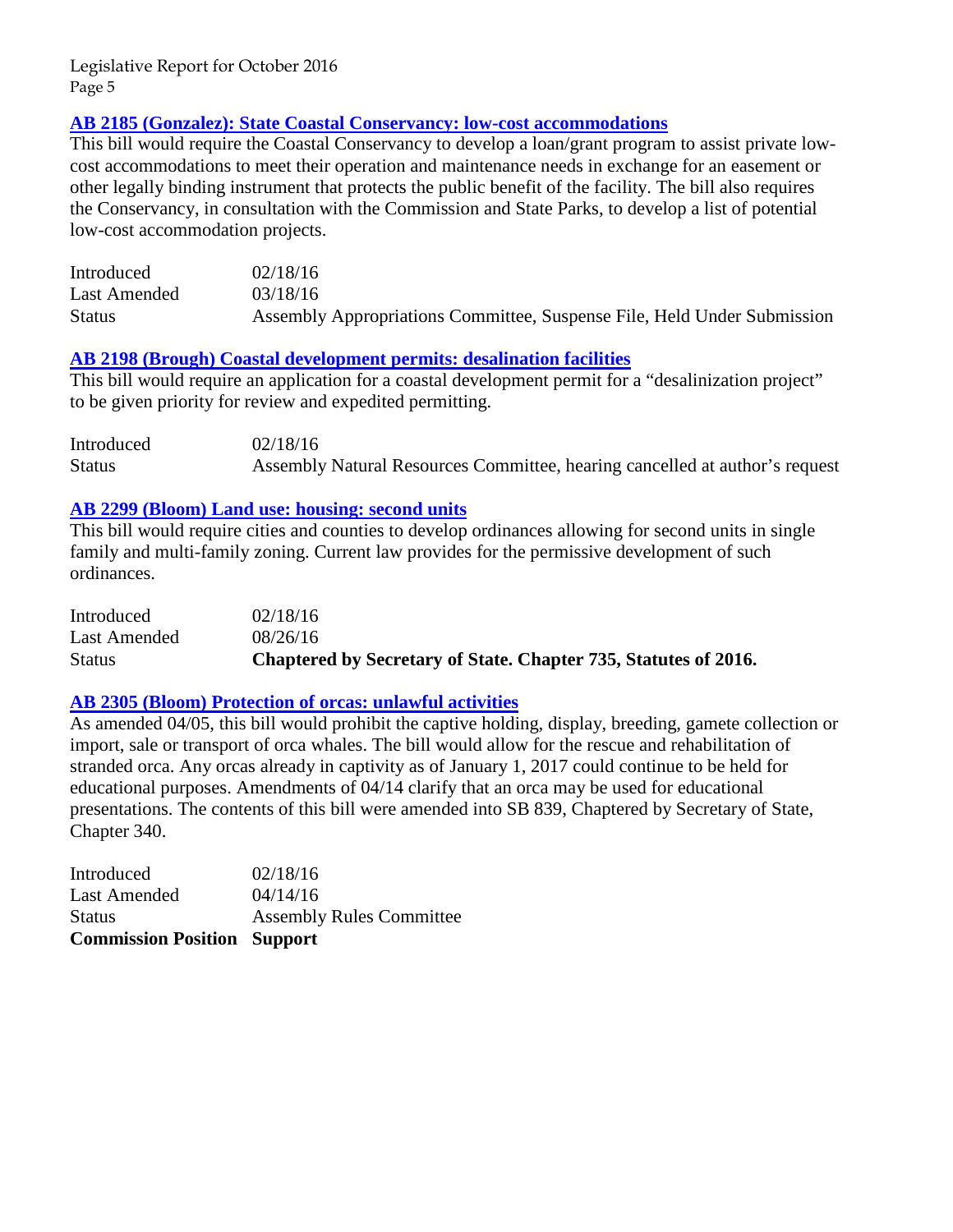### AB 2185 (Gonzalez): State Coastal Conservancy: low-cost accommodations

This bill would require the Coastal Conservancy to develop a loan/grant program to assist private low-cost accommodations to meet their operation and maintenance needs in exchange for an easement or other legally binding instrument that protects the public benefit of the facility. The bill also requires the Conservancy, in consultation with the Commission and State Parks, to develop a list of potential low-cost accommodation projects.

| | |
|---|---|
| Introduced | 02/18/16 |
| Last Amended | 03/18/16 |
| Status | Assembly Appropriations Committee, Suspense File, Held Under Submission |

### AB 2198 (Brough) Coastal development permits: desalination facilities

This bill would require an application for a coastal development permit for a "desalinization project" to be given priority for review and expedited permitting.

| | |
|---|---|
| Introduced | 02/18/16 |
| Status | Assembly Natural Resources Committee, hearing cancelled at author's request |

### AB 2299 (Bloom) Land use: housing: second units

This bill would require cities and counties to develop ordinances allowing for second units in single family and multi-family zoning. Current law provides for the permissive development of such ordinances.

| | |
|---|---|
| Introduced | 02/18/16 |
| Last Amended | 08/26/16 |
| Status | **Chaptered by Secretary of State. Chapter 735, Statutes of 2016.** |

### AB 2305 (Bloom) Protection of orcas: unlawful activities

As amended 04/05, this bill would prohibit the captive holding, display, breeding, gamete collection or import, sale or transport of orca whales. The bill would allow for the rescue and rehabilitation of stranded orca. Any orcas already in captivity as of January 1, 2017 could continue to be held for educational purposes. Amendments of 04/14 clarify that an orca may be used for educational presentations. The contents of this bill were amended into SB 839, Chaptered by Secretary of State, Chapter 340.

| | |
|---|---|
| Introduced | 02/18/16 |
| Last Amended | 04/14/16 |
| Status | Assembly Rules Committee |
| **Commission Position** | **Support** |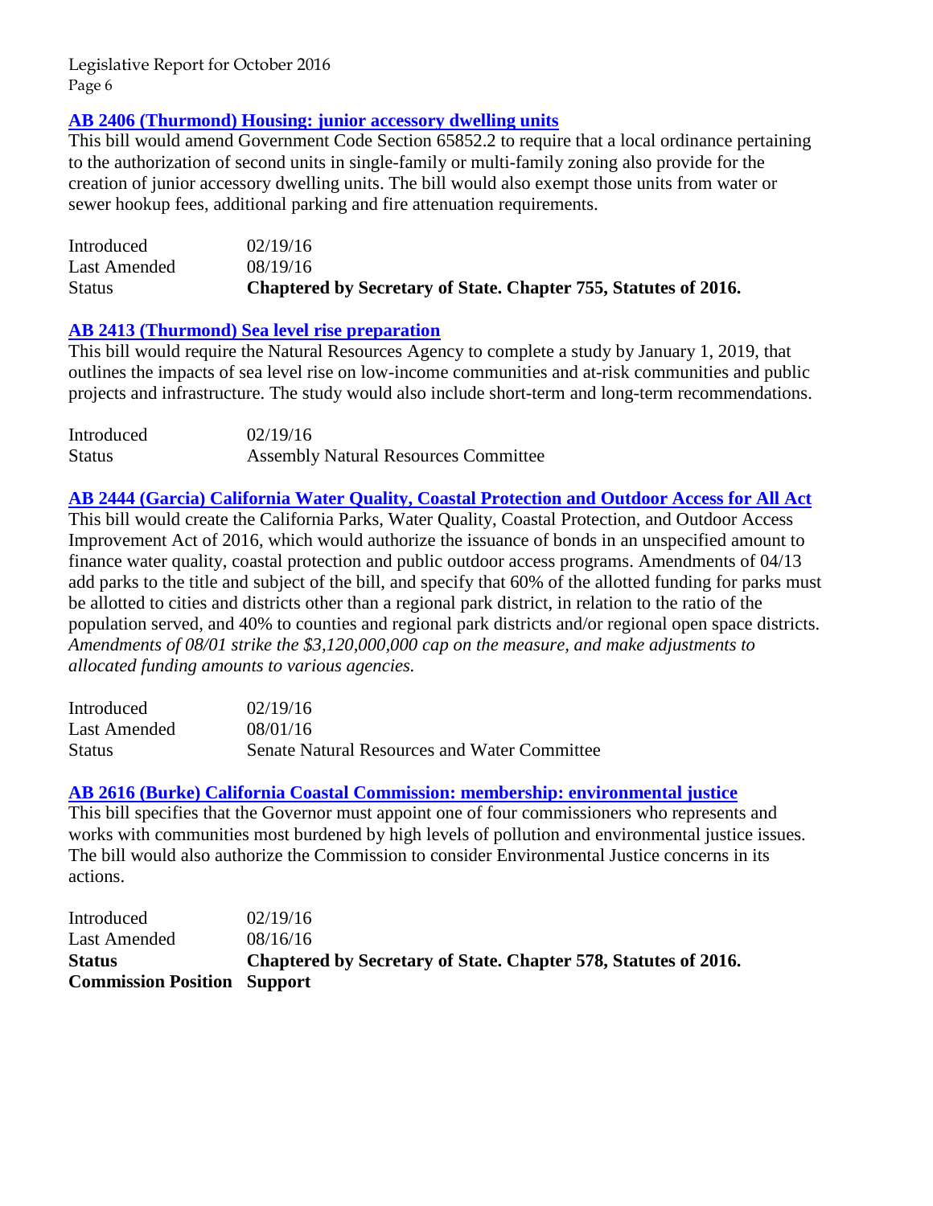### [AB 2406 (Thurmond) Housing: junior accessory dwelling units]()

This bill would amend Government Code Section 65852.2 to require that a local ordinance pertaining to the authorization of second units in single-family or multi-family zoning also provide for the creation of junior accessory dwelling units. The bill would also exempt those units from water or sewer hookup fees, additional parking and fire attenuation requirements.

| | |
|---|---|
| Introduced | 02/19/16 |
| Last Amended | 08/19/16 |
| Status | **Chaptered by Secretary of State. Chapter 755, Statutes of 2016.** |

### [AB 2413 (Thurmond) Sea level rise preparation]()

This bill would require the Natural Resources Agency to complete a study by January 1, 2019, that outlines the impacts of sea level rise on low-income communities and at-risk communities and public projects and infrastructure. The study would also include short-term and long-term recommendations.

| | |
|---|---|
| Introduced | 02/19/16 |
| Status | Assembly Natural Resources Committee |

### [AB 2444 (Garcia) California Water Quality, Coastal Protection and Outdoor Access for All Act]()

This bill would create the California Parks, Water Quality, Coastal Protection, and Outdoor Access Improvement Act of 2016, which would authorize the issuance of bonds in an unspecified amount to finance water quality, coastal protection and public outdoor access programs. Amendments of 04/13 add parks to the title and subject of the bill, and specify that 60% of the allotted funding for parks must be allotted to cities and districts other than a regional park district, in relation to the ratio of the population served, and 40% to counties and regional park districts and/or regional open space districts. *Amendments of 08/01 strike the $3,120,000,000 cap on the measure, and make adjustments to allocated funding amounts to various agencies.*

| | |
|---|---|
| Introduced | 02/19/16 |
| Last Amended | 08/01/16 |
| Status | Senate Natural Resources and Water Committee |

### [AB 2616 (Burke) California Coastal Commission: membership: environmental justice]()

This bill specifies that the Governor must appoint one of four commissioners who represents and works with communities most burdened by high levels of pollution and environmental justice issues. The bill would also authorize the Commission to consider Environmental Justice concerns in its actions.

| | |
|---|---|
| Introduced | 02/19/16 |
| Last Amended | 08/16/16 |
| **Status** | **Chaptered by Secretary of State. Chapter 578, Statutes of 2016.** |
| **Commission Position** | **Support** |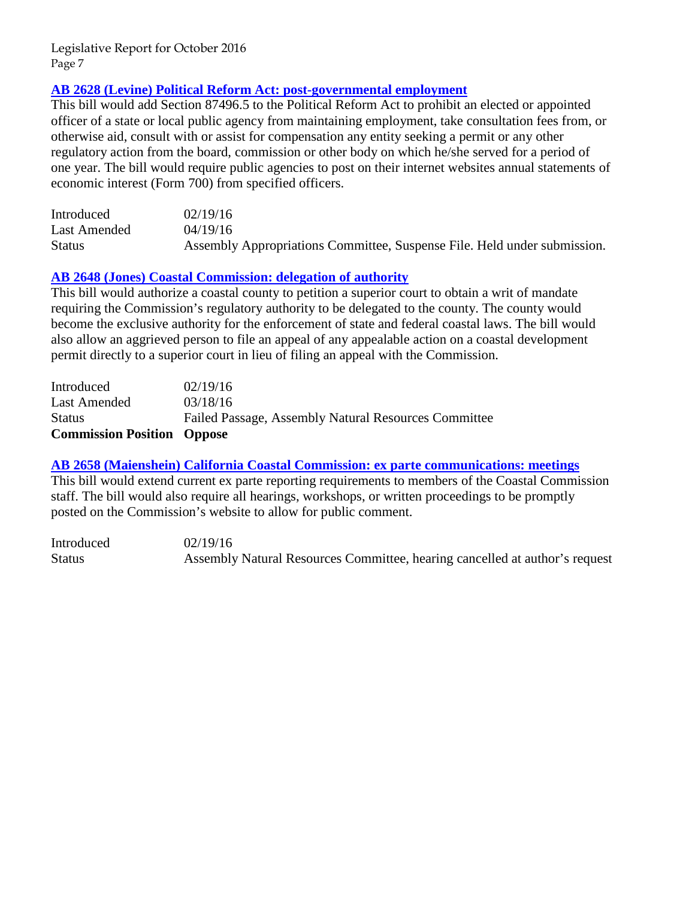### AB 2628 (Levine) Political Reform Act: post-governmental employment

This bill would add Section 87496.5 to the Political Reform Act to prohibit an elected or appointed officer of a state or local public agency from maintaining employment, take consultation fees from, or otherwise aid, consult with or assist for compensation any entity seeking a permit or any other regulatory action from the board, commission or other body on which he/she served for a period of one year. The bill would require public agencies to post on their internet websites annual statements of economic interest (Form 700) from specified officers.

| | |
|---|---|
| Introduced | 02/19/16 |
| Last Amended | 04/19/16 |
| Status | Assembly Appropriations Committee, Suspense File. Held under submission. |

### AB 2648 (Jones) Coastal Commission: delegation of authority

This bill would authorize a coastal county to petition a superior court to obtain a writ of mandate requiring the Commission's regulatory authority to be delegated to the county. The county would become the exclusive authority for the enforcement of state and federal coastal laws. The bill would also allow an aggrieved person to file an appeal of any appealable action on a coastal development permit directly to a superior court in lieu of filing an appeal with the Commission.

| | |
|---|---|
| Introduced | 02/19/16 |
| Last Amended | 03/18/16 |
| Status | Failed Passage, Assembly Natural Resources Committee |
| **Commission Position** | **Oppose** |

### AB 2658 (Maienshein) California Coastal Commission: ex parte communications: meetings

This bill would extend current ex parte reporting requirements to members of the Coastal Commission staff. The bill would also require all hearings, workshops, or written proceedings to be promptly posted on the Commission's website to allow for public comment.

| | |
|---|---|
| Introduced | 02/19/16 |
| Status | Assembly Natural Resources Committee, hearing cancelled at author's request |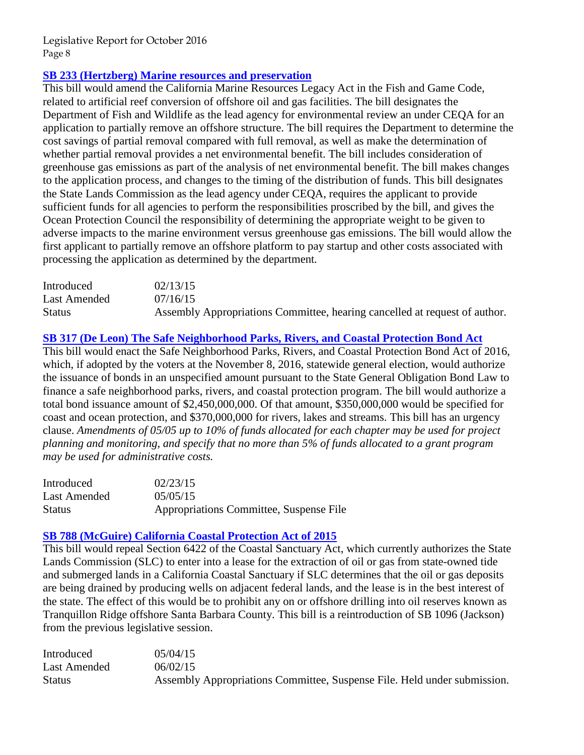### SB 233 (Hertzberg) Marine resources and preservation

This bill would amend the California Marine Resources Legacy Act in the Fish and Game Code, related to artificial reef conversion of offshore oil and gas facilities. The bill designates the Department of Fish and Wildlife as the lead agency for environmental review an under CEQA for an application to partially remove an offshore structure. The bill requires the Department to determine the cost savings of partial removal compared with full removal, as well as make the determination of whether partial removal provides a net environmental benefit. The bill includes consideration of greenhouse gas emissions as part of the analysis of net environmental benefit. The bill makes changes to the application process, and changes to the timing of the distribution of funds. This bill designates the State Lands Commission as the lead agency under CEQA, requires the applicant to provide sufficient funds for all agencies to perform the responsibilities proscribed by the bill, and gives the Ocean Protection Council the responsibility of determining the appropriate weight to be given to adverse impacts to the marine environment versus greenhouse gas emissions. The bill would allow the first applicant to partially remove an offshore platform to pay startup and other costs associated with processing the application as determined by the department.

| | |
|---|---|
| Introduced | 02/13/15 |
| Last Amended | 07/16/15 |
| Status | Assembly Appropriations Committee, hearing cancelled at request of author. |

### SB 317 (De Leon) The Safe Neighborhood Parks, Rivers, and Coastal Protection Bond Act

This bill would enact the Safe Neighborhood Parks, Rivers, and Coastal Protection Bond Act of 2016, which, if adopted by the voters at the November 8, 2016, statewide general election, would authorize the issuance of bonds in an unspecified amount pursuant to the State General Obligation Bond Law to finance a safe neighborhood parks, rivers, and coastal protection program. The bill would authorize a total bond issuance amount of $2,450,000,000. Of that amount, $350,000,000 would be specified for coast and ocean protection, and $370,000,000 for rivers, lakes and streams. This bill has an urgency clause. *Amendments of 05/05 up to 10% of funds allocated for each chapter may be used for project planning and monitoring, and specify that no more than 5% of funds allocated to a grant program may be used for administrative costs.*

| | |
|---|---|
| Introduced | 02/23/15 |
| Last Amended | 05/05/15 |
| Status | Appropriations Committee, Suspense File |

### SB 788 (McGuire) California Coastal Protection Act of 2015

This bill would repeal Section 6422 of the Coastal Sanctuary Act, which currently authorizes the State Lands Commission (SLC) to enter into a lease for the extraction of oil or gas from state-owned tide and submerged lands in a California Coastal Sanctuary if SLC determines that the oil or gas deposits are being drained by producing wells on adjacent federal lands, and the lease is in the best interest of the state. The effect of this would be to prohibit any on or offshore drilling into oil reserves known as Tranquillon Ridge offshore Santa Barbara County. This bill is a reintroduction of SB 1096 (Jackson) from the previous legislative session.

| | |
|---|---|
| Introduced | 05/04/15 |
| Last Amended | 06/02/15 |
| Status | Assembly Appropriations Committee, Suspense File. Held under submission. |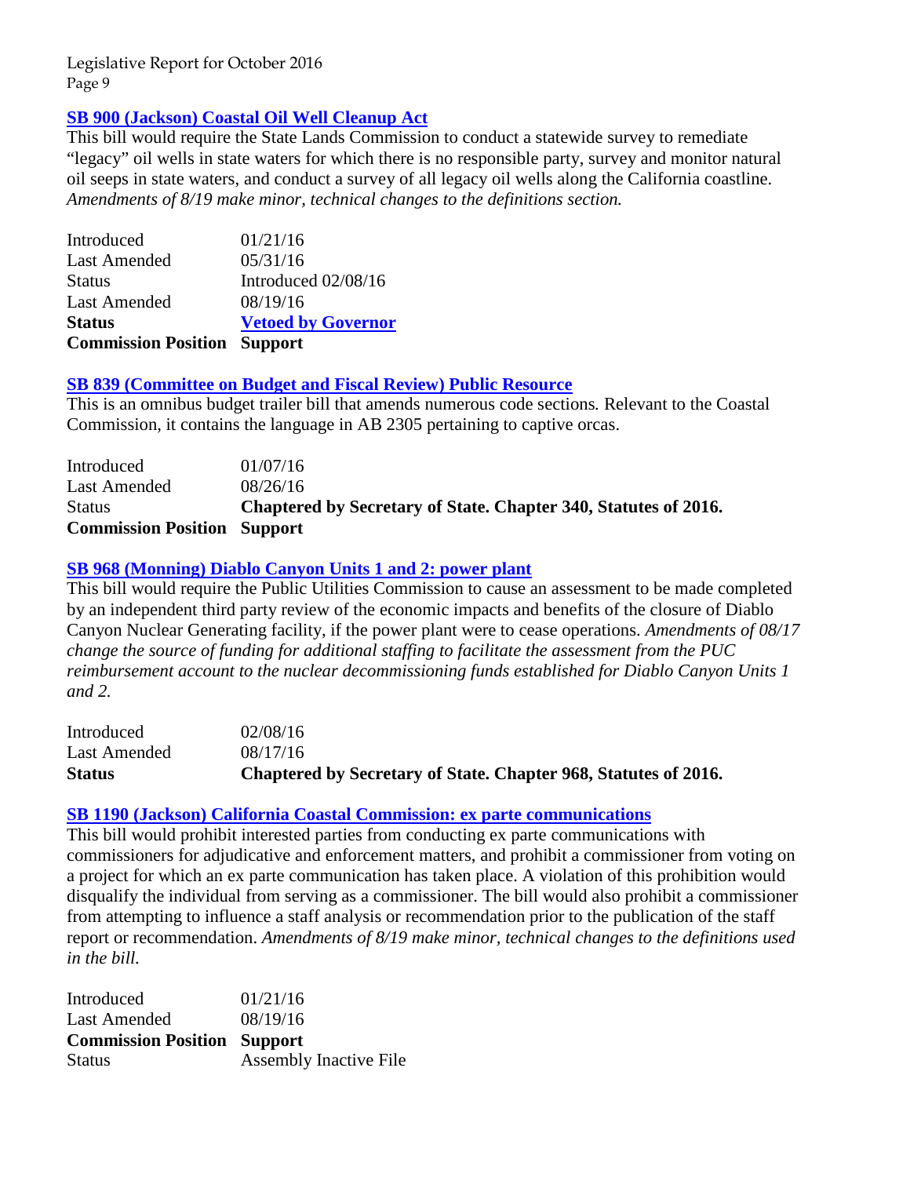### SB 900 (Jackson) Coastal Oil Well Cleanup Act

This bill would require the State Lands Commission to conduct a statewide survey to remediate "legacy" oil wells in state waters for which there is no responsible party, survey and monitor natural oil seeps in state waters, and conduct a survey of all legacy oil wells along the California coastline. *Amendments of 8/19 make minor, technical changes to the definitions section.*

| | |
|---|---|
| Introduced | 01/21/16 |
| Last Amended | 05/31/16 |
| Status | Introduced 02/08/16 |
| Last Amended | 08/19/16 |
| **Status** | **Vetoed by Governor** |
| **Commission Position** | **Support** |

### SB 839 (Committee on Budget and Fiscal Review) Public Resource

This is an omnibus budget trailer bill that amends numerous code sections. Relevant to the Coastal Commission, it contains the language in AB 2305 pertaining to captive orcas.

| | |
|---|---|
| Introduced | 01/07/16 |
| Last Amended | 08/26/16 |
| Status | **Chaptered by Secretary of State. Chapter 340, Statutes of 2016.** |
| **Commission Position** | **Support** |

### SB 968 (Monning) Diablo Canyon Units 1 and 2: power plant

This bill would require the Public Utilities Commission to cause an assessment to be made completed by an independent third party review of the economic impacts and benefits of the closure of Diablo Canyon Nuclear Generating facility, if the power plant were to cease operations. *Amendments of 08/17 change the source of funding for additional staffing to facilitate the assessment from the PUC reimbursement account to the nuclear decommissioning funds established for Diablo Canyon Units 1 and 2.*

| | |
|---|---|
| Introduced | 02/08/16 |
| Last Amended | 08/17/16 |
| **Status** | **Chaptered by Secretary of State. Chapter 968, Statutes of 2016.** |

### SB 1190 (Jackson) California Coastal Commission: ex parte communications

This bill would prohibit interested parties from conducting ex parte communications with commissioners for adjudicative and enforcement matters, and prohibit a commissioner from voting on a project for which an ex parte communication has taken place. A violation of this prohibition would disqualify the individual from serving as a commissioner. The bill would also prohibit a commissioner from attempting to influence a staff analysis or recommendation prior to the publication of the staff report or recommendation. *Amendments of 8/19 make minor, technical changes to the definitions used in the bill.*

| | |
|---|---|
| Introduced | 01/21/16 |
| Last Amended | 08/19/16 |
| **Commission Position** | **Support** |
| Status | Assembly Inactive File |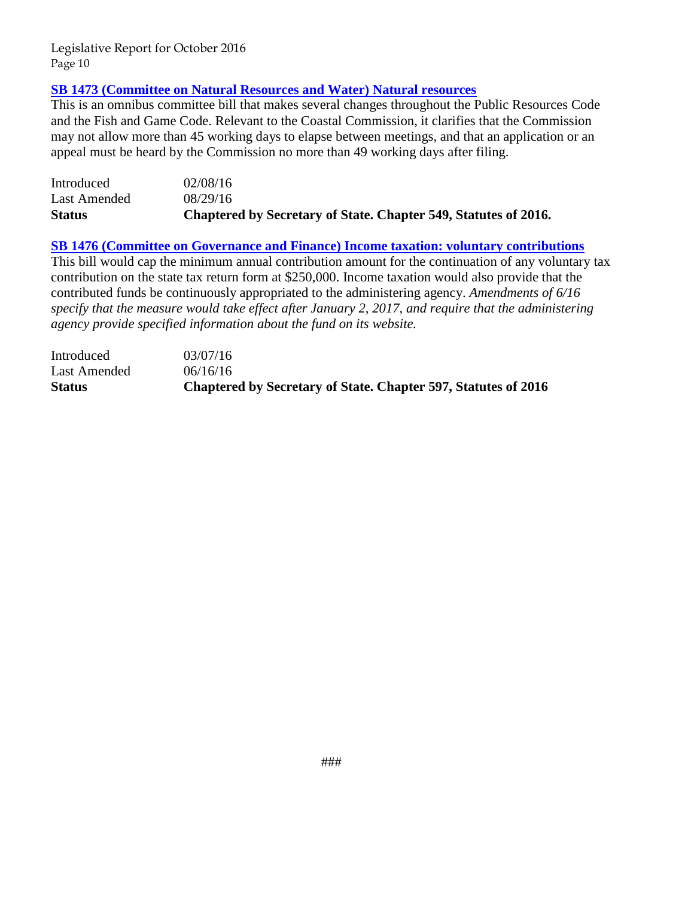**[SB 1473 (Committee on Natural Resources and Water) Natural resources]**

This is an omnibus committee bill that makes several changes throughout the Public Resources Code and the Fish and Game Code. Relevant to the Coastal Commission, it clarifies that the Commission may not allow more than 45 working days to elapse between meetings, and that an application or an appeal must be heard by the Commission no more than 49 working days after filing.

| | |
|---|---|
| Introduced | 02/08/16 |
| Last Amended | 08/29/16 |
| **Status** | **Chaptered by Secretary of State. Chapter 549, Statutes of 2016.** |

**[SB 1476 (Committee on Governance and Finance) Income taxation: voluntary contributions]**

This bill would cap the minimum annual contribution amount for the continuation of any voluntary tax contribution on the state tax return form at $250,000. Income taxation would also provide that the contributed funds be continuously appropriated to the administering agency. *Amendments of 6/16 specify that the measure would take effect after January 2, 2017, and require that the administering agency provide specified information about the fund on its website.*

| | |
|---|---|
| Introduced | 03/07/16 |
| Last Amended | 06/16/16 |
| **Status** | **Chaptered by Secretary of State. Chapter 597, Statutes of 2016** |

###